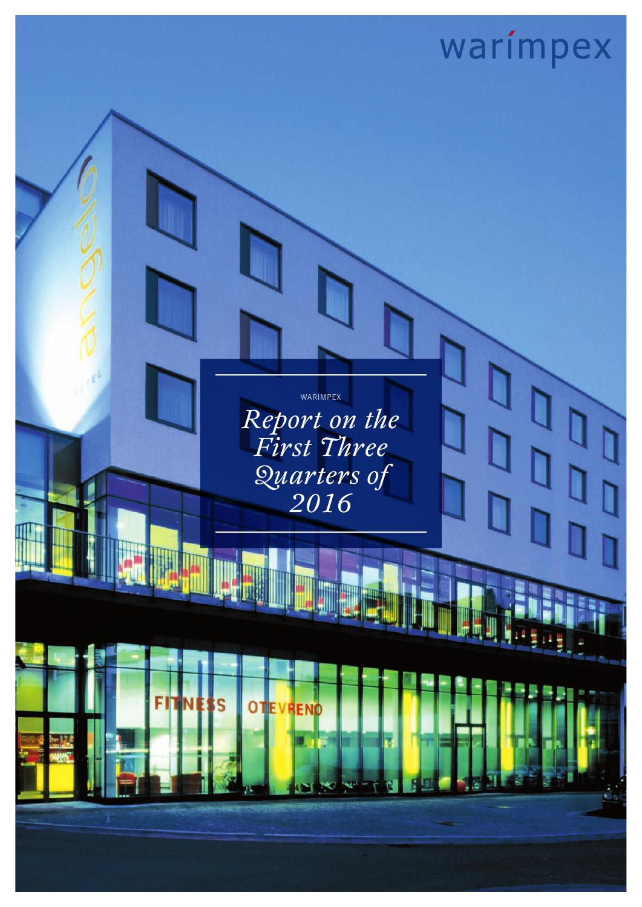warimpex

WARIMPEX

# Report on the First Three Quarters of 2016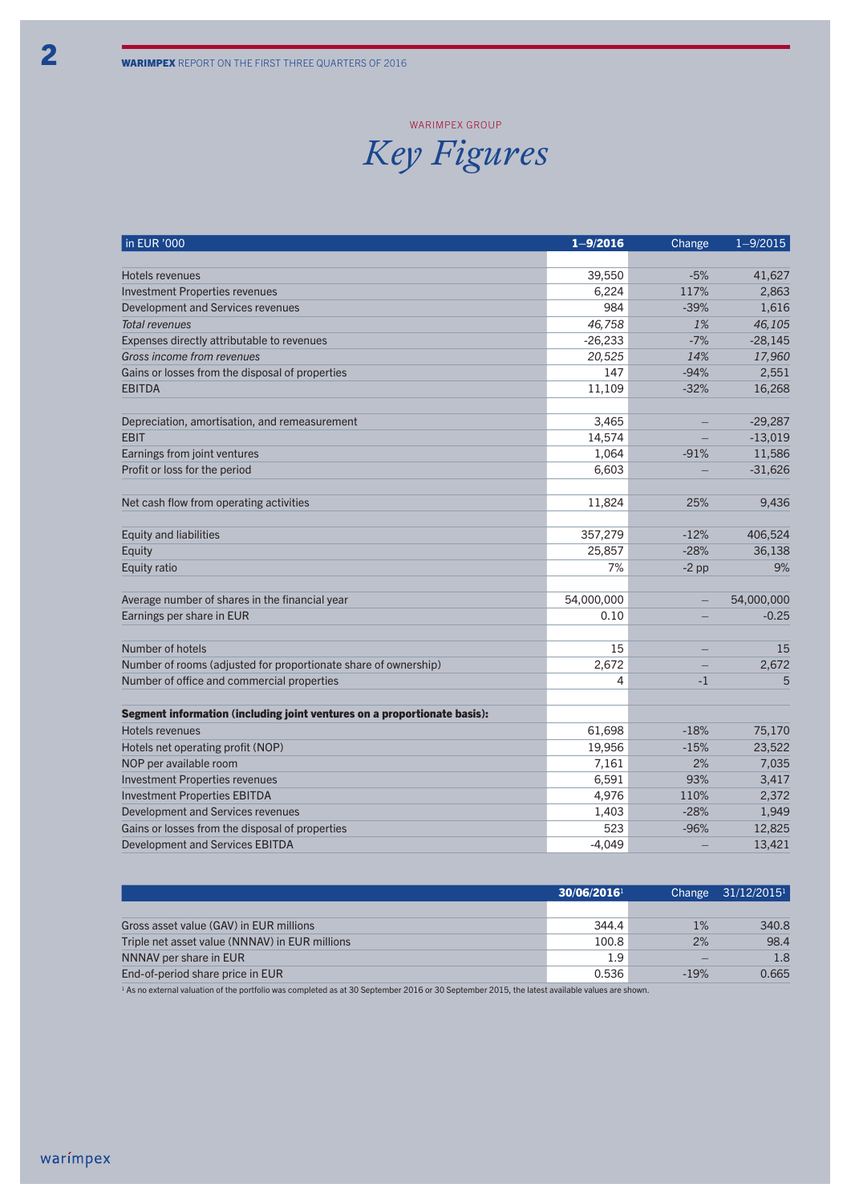WARIMPEX GROUP

# Key Figures

| in EUR '000 | 1–9/2016 | Change | 1–9/2015 |
|---|---|---|---|
| Hotels revenues | 39,550 | -5% | 41,627 |
| Investment Properties revenues | 6,224 | 117% | 2,863 |
| Development and Services revenues | 984 | -39% | 1,616 |
| *Total revenues* | *46,758* | *1%* | *46,105* |
| Expenses directly attributable to revenues | -26,233 | -7% | -28,145 |
| *Gross income from revenues* | *20,525* | *14%* | *17,960* |
| Gains or losses from the disposal of properties | 147 | -94% | 2,551 |
| EBITDA | 11,109 | -32% | 16,268 |
| | | | |
| Depreciation, amortisation, and remeasurement | 3,465 | – | -29,287 |
| EBIT | 14,574 | – | -13,019 |
| Earnings from joint ventures | 1,064 | -91% | 11,586 |
| Profit or loss for the period | 6,603 | – | -31,626 |
| | | | |
| Net cash flow from operating activities | 11,824 | 25% | 9,436 |
| | | | |
| Equity and liabilities | 357,279 | -12% | 406,524 |
| Equity | 25,857 | -28% | 36,138 |
| Equity ratio | 7% | -2 pp | 9% |
| | | | |
| Average number of shares in the financial year | 54,000,000 | – | 54,000,000 |
| Earnings per share in EUR | 0.10 | – | -0.25 |
| | | | |
| Number of hotels | 15 | – | 15 |
| Number of rooms (adjusted for proportionate share of ownership) | 2,672 | – | 2,672 |
| Number of office and commercial properties | 4 | -1 | 5 |
| | | | |
| **Segment information (including joint ventures on a proportionate basis):** | | | |
| Hotels revenues | 61,698 | -18% | 75,170 |
| Hotels net operating profit (NOP) | 19,956 | -15% | 23,522 |
| NOP per available room | 7,161 | 2% | 7,035 |
| Investment Properties revenues | 6,591 | 93% | 3,417 |
| Investment Properties EBITDA | 4,976 | 110% | 2,372 |
| Development and Services revenues | 1,403 | -28% | 1,949 |
| Gains or losses from the disposal of properties | 523 | -96% | 12,825 |
| Development and Services EBITDA | -4,049 | – | 13,421 |

| | 30/06/2016[1] | Change | 31/12/2015[1] |
|---|---|---|---|
| Gross asset value (GAV) in EUR millions | 344.4 | 1% | 340.8 |
| Triple net asset value (NNNAV) in EUR millions | 100.8 | 2% | 98.4 |
| NNNAV per share in EUR | 1.9 | – | 1.8 |
| End-of-period share price in EUR | 0.536 | -19% | 0.665 |

[1] As no external valuation of the portfolio was completed as at 30 September 2016 or 30 September 2015, the latest available values are shown.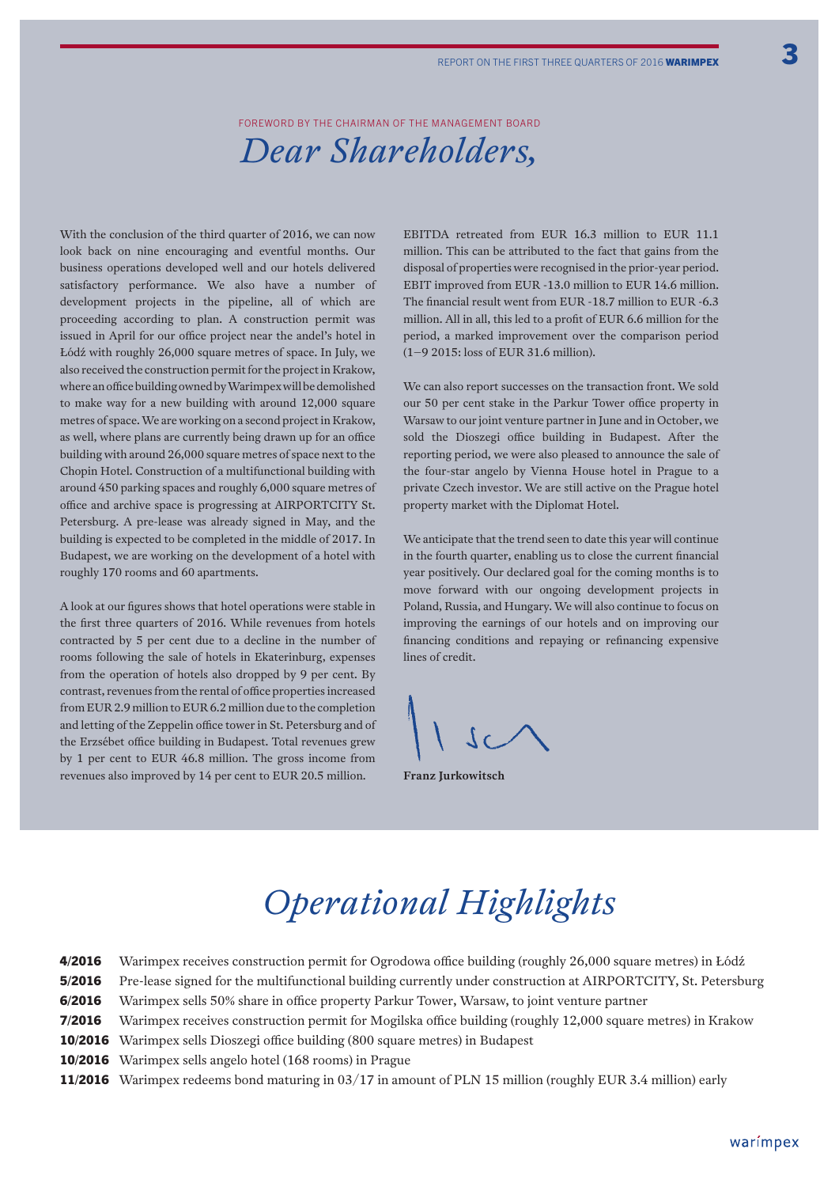FOREWORD BY THE CHAIRMAN OF THE MANAGEMENT BOARD

# *Dear Shareholders,*

With the conclusion of the third quarter of 2016, we can now look back on nine encouraging and eventful months. Our business operations developed well and our hotels delivered satisfactory performance. We also have a number of development projects in the pipeline, all of which are proceeding according to plan. A construction permit was issued in April for our office project near the andel's hotel in Łódź with roughly 26,000 square metres of space. In July, we also received the construction permit for the project in Krakow, where an office building owned by Warimpex will be demolished to make way for a new building with around 12,000 square metres of space. We are working on a second project in Krakow, as well, where plans are currently being drawn up for an office building with around 26,000 square metres of space next to the Chopin Hotel. Construction of a multifunctional building with around 450 parking spaces and roughly 6,000 square metres of office and archive space is progressing at AIRPORTCITY St. Petersburg. A pre-lease was already signed in May, and the building is expected to be completed in the middle of 2017. In Budapest, we are working on the development of a hotel with roughly 170 rooms and 60 apartments.

A look at our figures shows that hotel operations were stable in the first three quarters of 2016. While revenues from hotels contracted by 5 per cent due to a decline in the number of rooms following the sale of hotels in Ekaterinburg, expenses from the operation of hotels also dropped by 9 per cent. By contrast, revenues from the rental of office properties increased from EUR 2.9 million to EUR 6.2 million due to the completion and letting of the Zeppelin office tower in St. Petersburg and of the Erzsébet office building in Budapest. Total revenues grew by 1 per cent to EUR 46.8 million. The gross income from revenues also improved by 14 per cent to EUR 20.5 million.

EBITDA retreated from EUR 16.3 million to EUR 11.1 million. This can be attributed to the fact that gains from the disposal of properties were recognised in the prior-year period. EBIT improved from EUR -13.0 million to EUR 14.6 million. The financial result went from EUR -18.7 million to EUR -6.3 million. All in all, this led to a profit of EUR 6.6 million for the period, a marked improvement over the comparison period (1–9 2015: loss of EUR 31.6 million).

We can also report successes on the transaction front. We sold our 50 per cent stake in the Parkur Tower office property in Warsaw to our joint venture partner in June and in October, we sold the Dioszegi office building in Budapest. After the reporting period, we were also pleased to announce the sale of the four-star angelo by Vienna House hotel in Prague to a private Czech investor. We are still active on the Prague hotel property market with the Diplomat Hotel.

We anticipate that the trend seen to date this year will continue in the fourth quarter, enabling us to close the current financial year positively. Our declared goal for the coming months is to move forward with our ongoing development projects in Poland, Russia, and Hungary. We will also continue to focus on improving the earnings of our hotels and on improving our financing conditions and repaying or refinancing expensive lines of credit.

**Franz Jurkowitsch**

# *Operational Highlights*

**4/2016** Warimpex receives construction permit for Ogrodowa office building (roughly 26,000 square metres) in Łódź

**5/2016** Pre-lease signed for the multifunctional building currently under construction at AIRPORTCITY, St. Petersburg

**6/2016** Warimpex sells 50% share in office property Parkur Tower, Warsaw, to joint venture partner

**7/2016** Warimpex receives construction permit for Mogilska office building (roughly 12,000 square metres) in Krakow

**10/2016** Warimpex sells Dioszegi office building (800 square metres) in Budapest

**10/2016** Warimpex sells angelo hotel (168 rooms) in Prague

**11/2016** Warimpex redeems bond maturing in 03/17 in amount of PLN 15 million (roughly EUR 3.4 million) early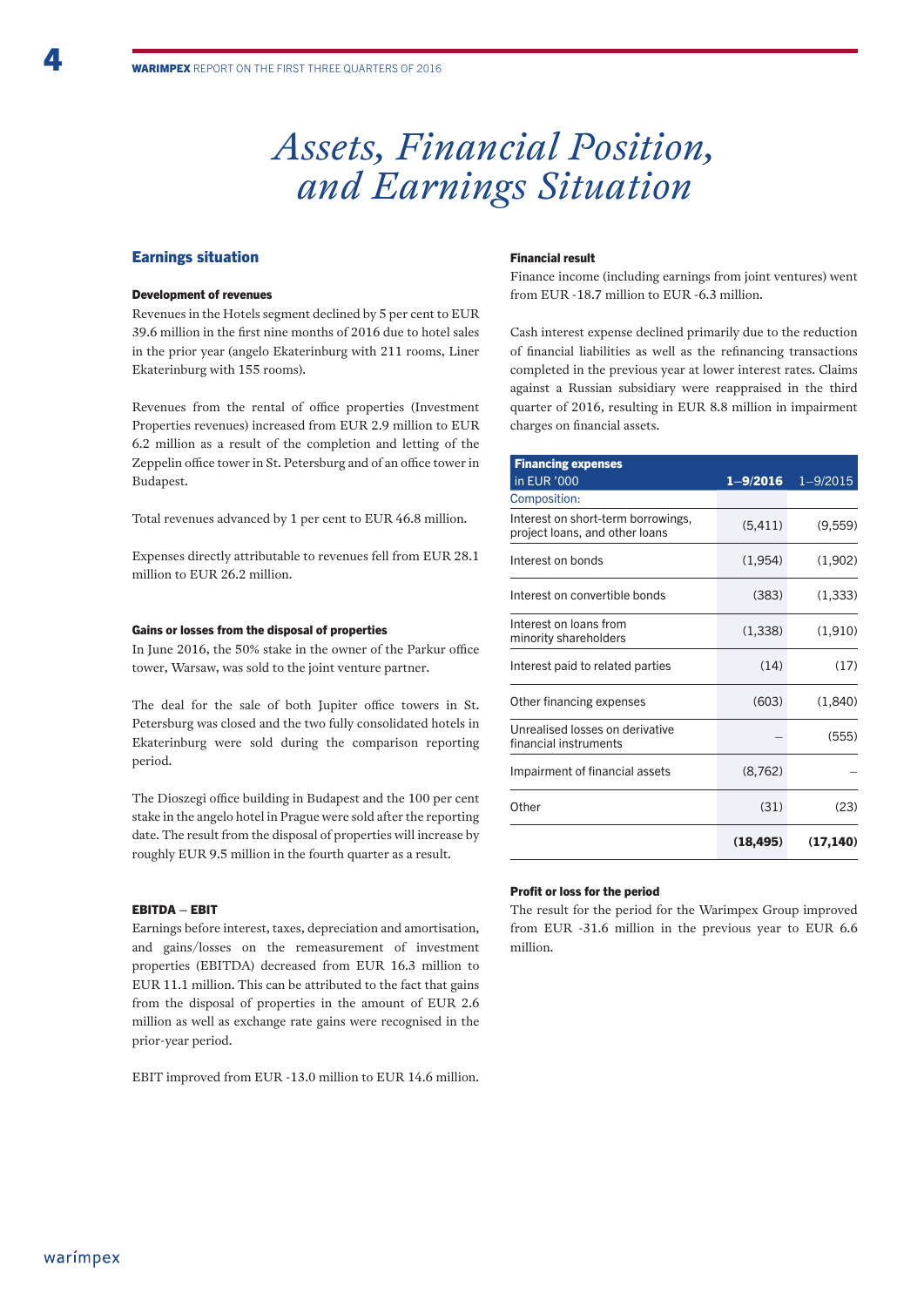# Assets, Financial Position, and Earnings Situation

## Earnings situation

### Development of revenues

Revenues in the Hotels segment declined by 5 per cent to EUR 39.6 million in the first nine months of 2016 due to hotel sales in the prior year (angelo Ekaterinburg with 211 rooms, Liner Ekaterinburg with 155 rooms).

Revenues from the rental of office properties (Investment Properties revenues) increased from EUR 2.9 million to EUR 6.2 million as a result of the completion and letting of the Zeppelin office tower in St. Petersburg and of an office tower in Budapest.

Total revenues advanced by 1 per cent to EUR 46.8 million.

Expenses directly attributable to revenues fell from EUR 28.1 million to EUR 26.2 million.

### Gains or losses from the disposal of properties

In June 2016, the 50% stake in the owner of the Parkur office tower, Warsaw, was sold to the joint venture partner.

The deal for the sale of both Jupiter office towers in St. Petersburg was closed and the two fully consolidated hotels in Ekaterinburg were sold during the comparison reporting period.

The Dioszegi office building in Budapest and the 100 per cent stake in the angelo hotel in Prague were sold after the reporting date. The result from the disposal of properties will increase by roughly EUR 9.5 million in the fourth quarter as a result.

### EBITDA – EBIT

Earnings before interest, taxes, depreciation and amortisation, and gains/losses on the remeasurement of investment properties (EBITDA) decreased from EUR 16.3 million to EUR 11.1 million. This can be attributed to the fact that gains from the disposal of properties in the amount of EUR 2.6 million as well as exchange rate gains were recognised in the prior-year period.

EBIT improved from EUR -13.0 million to EUR 14.6 million.

### Financial result

Finance income (including earnings from joint ventures) went from EUR -18.7 million to EUR -6.3 million.

Cash interest expense declined primarily due to the reduction of financial liabilities as well as the refinancing transactions completed in the previous year at lower interest rates. Claims against a Russian subsidiary were reappraised in the third quarter of 2016, resulting in EUR 8.8 million in impairment charges on financial assets.

| **Financing expenses** in EUR '000 | **1–9/2016** | 1–9/2015 |
|---|---|---|
| Composition: | | |
| Interest on short-term borrowings, project loans, and other loans | (5,411) | (9,559) |
| Interest on bonds | (1,954) | (1,902) |
| Interest on convertible bonds | (383) | (1,333) |
| Interest on loans from minority shareholders | (1,338) | (1,910) |
| Interest paid to related parties | (14) | (17) |
| Other financing expenses | (603) | (1,840) |
| Unrealised losses on derivative financial instruments | – | (555) |
| Impairment of financial assets | (8,762) | – |
| Other | (31) | (23) |
| | **(18,495)** | **(17,140)** |

### Profit or loss for the period

The result for the period for the Warimpex Group improved from EUR -31.6 million in the previous year to EUR 6.6 million.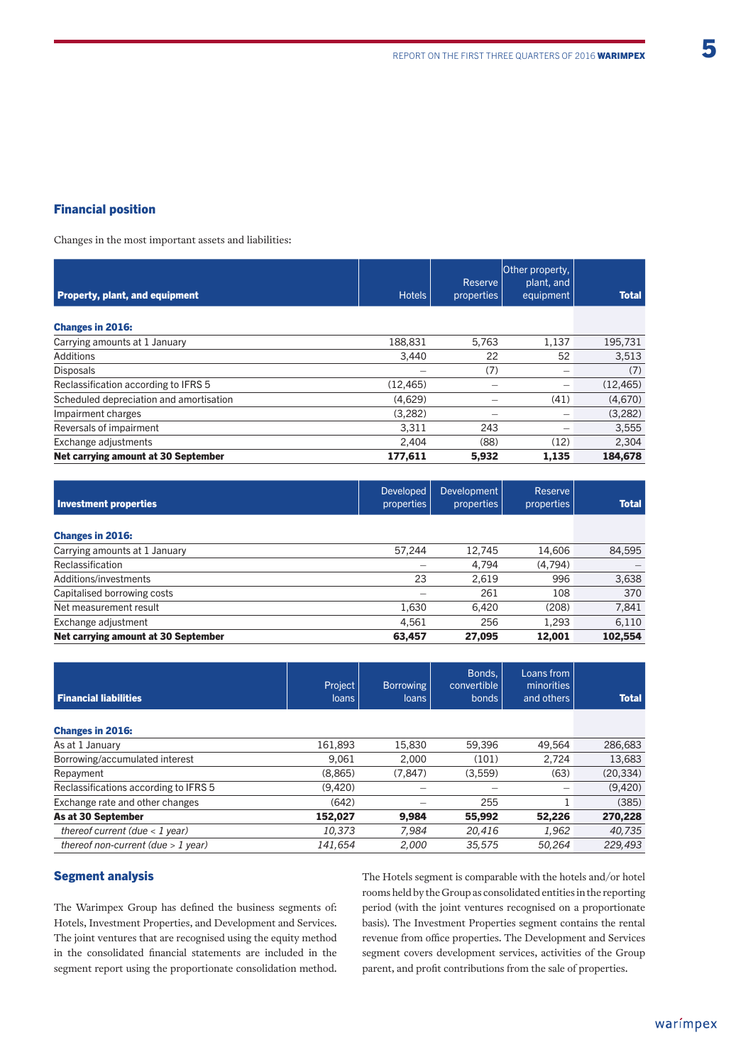## Financial position

Changes in the most important assets and liabilities:

| Property, plant, and equipment | Hotels | Reserve properties | Other property, plant, and equipment | Total |
|---|---|---|---|---|
| **Changes in 2016:** | | | | |
| Carrying amounts at 1 January | 188,831 | 5,763 | 1,137 | 195,731 |
| Additions | 3,440 | 22 | 52 | 3,513 |
| Disposals | – | (7) | – | (7) |
| Reclassification according to IFRS 5 | (12,465) | – | – | (12,465) |
| Scheduled depreciation and amortisation | (4,629) | – | (41) | (4,670) |
| Impairment charges | (3,282) | – | – | (3,282) |
| Reversals of impairment | 3,311 | 243 | – | 3,555 |
| Exchange adjustments | 2,404 | (88) | (12) | 2,304 |
| **Net carrying amount at 30 September** | **177,611** | **5,932** | **1,135** | **184,678** |

| Investment properties | Developed properties | Development properties | Reserve properties | Total |
|---|---|---|---|---|
| **Changes in 2016:** | | | | |
| Carrying amounts at 1 January | 57,244 | 12,745 | 14,606 | 84,595 |
| Reclassification | – | 4,794 | (4,794) | – |
| Additions/investments | 23 | 2,619 | 996 | 3,638 |
| Capitalised borrowing costs | – | 261 | 108 | 370 |
| Net measurement result | 1,630 | 6,420 | (208) | 7,841 |
| Exchange adjustment | 4,561 | 256 | 1,293 | 6,110 |
| **Net carrying amount at 30 September** | **63,457** | **27,095** | **12,001** | **102,554** |

| Financial liabilities | Project loans | Borrowing loans | Bonds, convertible bonds | Loans from minorities and others | Total |
|---|---|---|---|---|---|
| **Changes in 2016:** | | | | | |
| As at 1 January | 161,893 | 15,830 | 59,396 | 49,564 | 286,683 |
| Borrowing/accumulated interest | 9,061 | 2,000 | (101) | 2,724 | 13,683 |
| Repayment | (8,865) | (7,847) | (3,559) | (63) | (20,334) |
| Reclassifications according to IFRS 5 | (9,420) | – | – | – | (9,420) |
| Exchange rate and other changes | (642) | – | 255 | 1 | (385) |
| **As at 30 September** | **152,027** | **9,984** | **55,992** | **52,226** | **270,228** |
| *thereof current (due < 1 year)* | *10,373* | *7,984* | *20,416* | *1,962* | *40,735* |
| *thereof non-current (due > 1 year)* | *141,654* | *2,000* | *35,575* | *50,264* | *229,493* |

## Segment analysis

The Warimpex Group has defined the business segments of: Hotels, Investment Properties, and Development and Services. The joint ventures that are recognised using the equity method in the consolidated financial statements are included in the segment report using the proportionate consolidation method.

The Hotels segment is comparable with the hotels and/or hotel rooms held by the Group as consolidated entities in the reporting period (with the joint ventures recognised on a proportionate basis). The Investment Properties segment contains the rental revenue from office properties. The Development and Services segment covers development services, activities of the Group parent, and profit contributions from the sale of properties.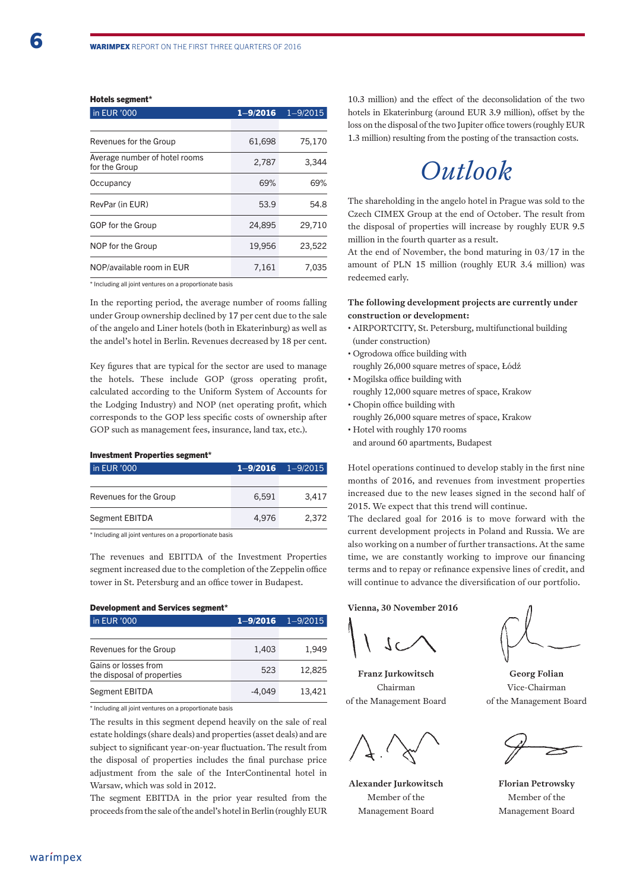**Hotels segment***

| in EUR '000 | 1–9/2016 | 1–9/2015 |
|---|---|---|
| Revenues for the Group | 61,698 | 75,170 |
| Average number of hotel rooms for the Group | 2,787 | 3,344 |
| Occupancy | 69% | 69% |
| RevPar (in EUR) | 53.9 | 54.8 |
| GOP for the Group | 24,895 | 29,710 |
| NOP for the Group | 19,956 | 23,522 |
| NOP/available room in EUR | 7,161 | 7,035 |

* Including all joint ventures on a proportionate basis

In the reporting period, the average number of rooms falling under Group ownership declined by 17 per cent due to the sale of the angelo and Liner hotels (both in Ekaterinburg) as well as the andel's hotel in Berlin. Revenues decreased by 18 per cent.

Key figures that are typical for the sector are used to manage the hotels. These include GOP (gross operating profit, calculated according to the Uniform System of Accounts for the Lodging Industry) and NOP (net operating profit, which corresponds to the GOP less specific costs of ownership after GOP such as management fees, insurance, land tax, etc.).

**Investment Properties segment***

| in EUR '000 | 1–9/2016 | 1–9/2015 |
|---|---|---|
| Revenues for the Group | 6,591 | 3,417 |
| Segment EBITDA | 4,976 | 2,372 |

* Including all joint ventures on a proportionate basis

The revenues and EBITDA of the Investment Properties segment increased due to the completion of the Zeppelin office tower in St. Petersburg and an office tower in Budapest.

**Development and Services segment***

| in EUR '000 | 1–9/2016 | 1–9/2015 |
|---|---|---|
| Revenues for the Group | 1,403 | 1,949 |
| Gains or losses from the disposal of properties | 523 | 12,825 |
| Segment EBITDA | -4,049 | 13,421 |

* Including all joint ventures on a proportionate basis

The results in this segment depend heavily on the sale of real estate holdings (share deals) and properties (asset deals) and are subject to significant year-on-year fluctuation. The result from the disposal of properties includes the final purchase price adjustment from the sale of the InterContinental hotel in Warsaw, which was sold in 2012.

The segment EBITDA in the prior year resulted from the proceeds from the sale of the andel's hotel in Berlin (roughly EUR 10.3 million) and the effect of the deconsolidation of the two hotels in Ekaterinburg (around EUR 3.9 million), offset by the loss on the disposal of the two Jupiter office towers (roughly EUR 1.3 million) resulting from the posting of the transaction costs.

# *Outlook*

The shareholding in the angelo hotel in Prague was sold to the Czech CIMEX Group at the end of October. The result from the disposal of properties will increase by roughly EUR 9.5 million in the fourth quarter as a result.

At the end of November, the bond maturing in 03/17 in the amount of PLN 15 million (roughly EUR 3.4 million) was redeemed early.

**The following development projects are currently under construction or development:**

- AIRPORTCITY, St. Petersburg, multifunctional building (under construction)
- Ogrodowa office building with roughly 26,000 square metres of space, Łódź
- Mogilska office building with roughly 12,000 square metres of space, Krakow
- Chopin office building with roughly 26,000 square metres of space, Krakow
- Hotel with roughly 170 rooms and around 60 apartments, Budapest

Hotel operations continued to develop stably in the first nine months of 2016, and revenues from investment properties increased due to the new leases signed in the second half of 2015. We expect that this trend will continue.

The declared goal for 2016 is to move forward with the current development projects in Poland and Russia. We are also working on a number of further transactions. At the same time, we are constantly working to improve our financing terms and to repay or refinance expensive lines of credit, and will continue to advance the diversification of our portfolio.

**Vienna, 30 November 2016**

**Franz Jurkowitsch**
Chairman
of the Management Board

**Georg Folian**
Vice-Chairman
of the Management Board

**Alexander Jurkowitsch**
Member of the
Management Board

**Florian Petrowsky**
Member of the
Management Board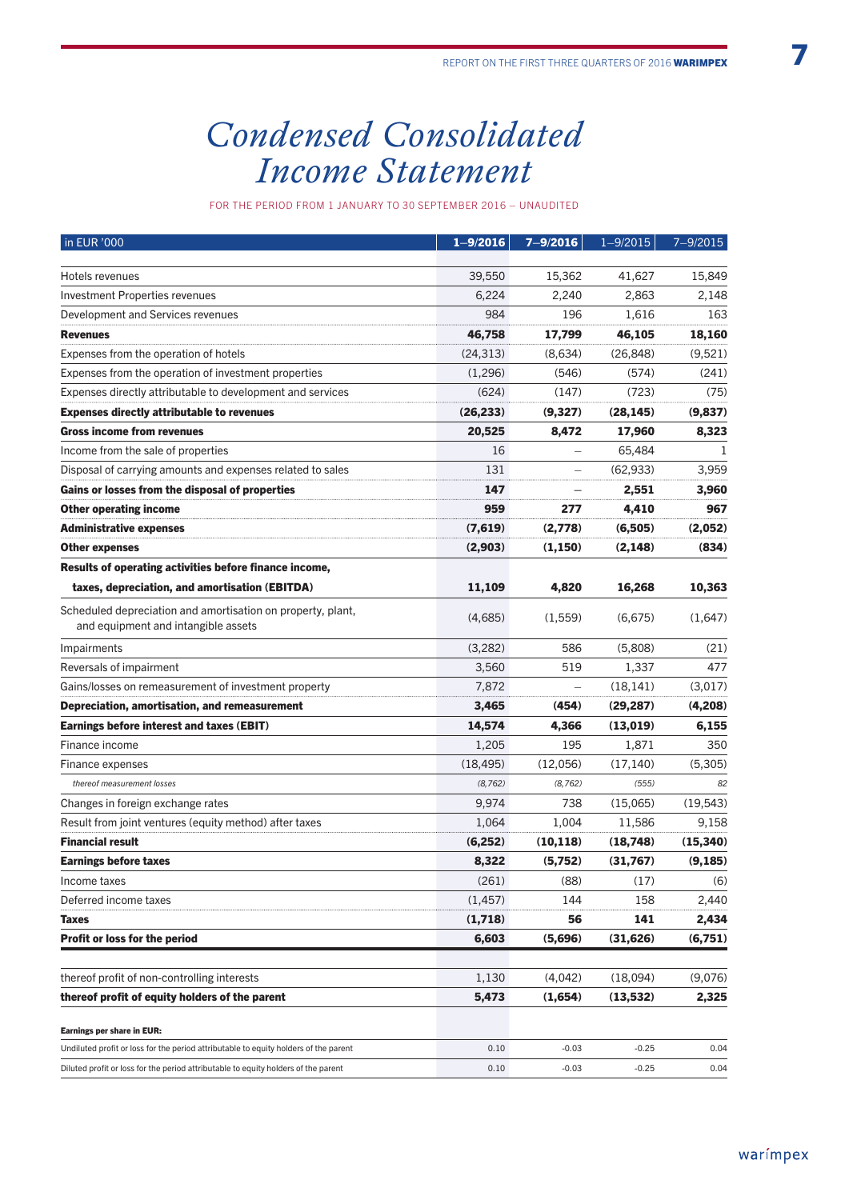# Condensed Consolidated Income Statement

FOR THE PERIOD FROM 1 JANUARY TO 30 SEPTEMBER 2016 – UNAUDITED

| in EUR '000 | 1–9/2016 | 7–9/2016 | 1–9/2015 | 7–9/2015 |
|---|---|---|---|---|
| Hotels revenues | 39,550 | 15,362 | 41,627 | 15,849 |
| Investment Properties revenues | 6,224 | 2,240 | 2,863 | 2,148 |
| Development and Services revenues | 984 | 196 | 1,616 | 163 |
| **Revenues** | **46,758** | **17,799** | **46,105** | **18,160** |
| Expenses from the operation of hotels | (24,313) | (8,634) | (26,848) | (9,521) |
| Expenses from the operation of investment properties | (1,296) | (546) | (574) | (241) |
| Expenses directly attributable to development and services | (624) | (147) | (723) | (75) |
| **Expenses directly attributable to revenues** | **(26,233)** | **(9,327)** | **(28,145)** | **(9,837)** |
| **Gross income from revenues** | **20,525** | **8,472** | **17,960** | **8,323** |
| Income from the sale of properties | 16 | – | 65,484 | 1 |
| Disposal of carrying amounts and expenses related to sales | 131 | – | (62,933) | 3,959 |
| **Gains or losses from the disposal of properties** | **147** | **–** | **2,551** | **3,960** |
| **Other operating income** | **959** | **277** | **4,410** | **967** |
| **Administrative expenses** | **(7,619)** | **(2,778)** | **(6,505)** | **(2,052)** |
| **Other expenses** | **(2,903)** | **(1,150)** | **(2,148)** | **(834)** |
| **Results of operating activities before finance income, taxes, depreciation, and amortisation (EBITDA)** | **11,109** | **4,820** | **16,268** | **10,363** |
| Scheduled depreciation and amortisation on property, plant, and equipment and intangible assets | (4,685) | (1,559) | (6,675) | (1,647) |
| Impairments | (3,282) | 586 | (5,808) | (21) |
| Reversals of impairment | 3,560 | 519 | 1,337 | 477 |
| Gains/losses on remeasurement of investment property | 7,872 | – | (18,141) | (3,017) |
| **Depreciation, amortisation, and remeasurement** | **3,465** | **(454)** | **(29,287)** | **(4,208)** |
| **Earnings before interest and taxes (EBIT)** | **14,574** | **4,366** | **(13,019)** | **6,155** |
| Finance income | 1,205 | 195 | 1,871 | 350 |
| Finance expenses | (18,495) | (12,056) | (17,140) | (5,305) |
| *thereof measurement losses* | *(8,762)* | *(8,762)* | *(555)* | *82* |
| Changes in foreign exchange rates | 9,974 | 738 | (15,065) | (19,543) |
| Result from joint ventures (equity method) after taxes | 1,064 | 1,004 | 11,586 | 9,158 |
| **Financial result** | **(6,252)** | **(10,118)** | **(18,748)** | **(15,340)** |
| **Earnings before taxes** | **8,322** | **(5,752)** | **(31,767)** | **(9,185)** |
| Income taxes | (261) | (88) | (17) | (6) |
| Deferred income taxes | (1,457) | 144 | 158 | 2,440 |
| **Taxes** | **(1,718)** | **56** | **141** | **2,434** |
| **Profit or loss for the period** | **6,603** | **(5,696)** | **(31,626)** | **(6,751)** |
| thereof profit of non-controlling interests | 1,130 | (4,042) | (18,094) | (9,076) |
| **thereof profit of equity holders of the parent** | **5,473** | **(1,654)** | **(13,532)** | **2,325** |
| **Earnings per share in EUR:** | | | | |
| Undiluted profit or loss for the period attributable to equity holders of the parent | 0.10 | -0.03 | -0.25 | 0.04 |
| Diluted profit or loss for the period attributable to equity holders of the parent | 0.10 | -0.03 | -0.25 | 0.04 |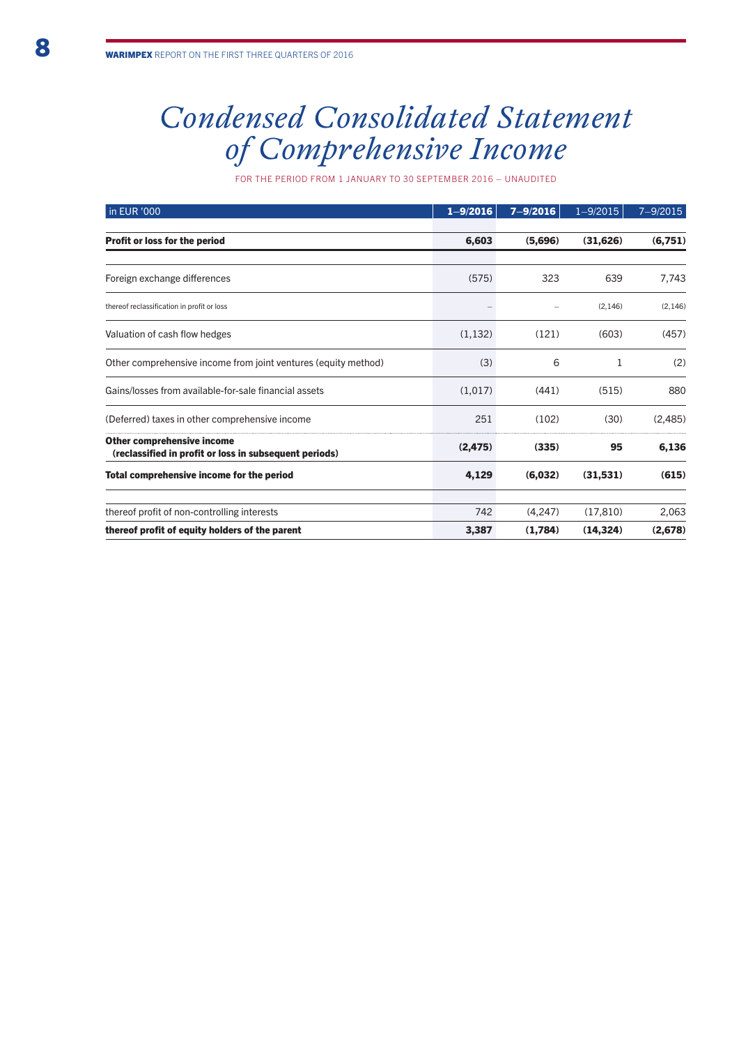# *Condensed Consolidated Statement of Comprehensive Income*

FOR THE PERIOD FROM 1 JANUARY TO 30 SEPTEMBER 2016 – UNAUDITED

| in EUR '000 | **1–9/2016** | **7–9/2016** | 1–9/2015 | 7–9/2015 |
|---|---|---|---|---|
| **Profit or loss for the period** | **6,603** | **(5,696)** | **(31,626)** | **(6,751)** |
| Foreign exchange differences | (575) | 323 | 639 | 7,743 |
| thereof reclassification in profit or loss | – | – | (2,146) | (2,146) |
| Valuation of cash flow hedges | (1,132) | (121) | (603) | (457) |
| Other comprehensive income from joint ventures (equity method) | (3) | 6 | 1 | (2) |
| Gains/losses from available-for-sale financial assets | (1,017) | (441) | (515) | 880 |
| (Deferred) taxes in other comprehensive income | 251 | (102) | (30) | (2,485) |
| **Other comprehensive income (reclassified in profit or loss in subsequent periods)** | **(2,475)** | **(335)** | **95** | **6,136** |
| **Total comprehensive income for the period** | **4,129** | **(6,032)** | **(31,531)** | **(615)** |
| thereof profit of non-controlling interests | 742 | (4,247) | (17,810) | 2,063 |
| **thereof profit of equity holders of the parent** | **3,387** | **(1,784)** | **(14,324)** | **(2,678)** |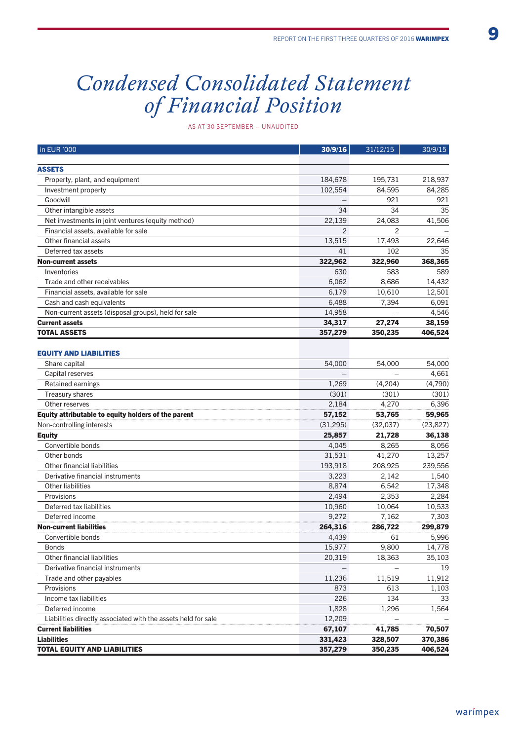# Condensed Consolidated Statement of Financial Position

AS AT 30 SEPTEMBER – UNAUDITED

| in EUR '000 | 30/9/16 | 31/12/15 | 30/9/15 |
|---|---|---|---|
| **ASSETS** | | | |
| Property, plant, and equipment | 184,678 | 195,731 | 218,937 |
| Investment property | 102,554 | 84,595 | 84,285 |
| Goodwill | – | 921 | 921 |
| Other intangible assets | 34 | 34 | 35 |
| Net investments in joint ventures (equity method) | 22,139 | 24,083 | 41,506 |
| Financial assets, available for sale | 2 | 2 | – |
| Other financial assets | 13,515 | 17,493 | 22,646 |
| Deferred tax assets | 41 | 102 | 35 |
| **Non-current assets** | **322,962** | **322,960** | **368,365** |
| Inventories | 630 | 583 | 589 |
| Trade and other receivables | 6,062 | 8,686 | 14,432 |
| Financial assets, available for sale | 6,179 | 10,610 | 12,501 |
| Cash and cash equivalents | 6,488 | 7,394 | 6,091 |
| Non-current assets (disposal groups), held for sale | 14,958 | – | 4,546 |
| **Current assets** | **34,317** | **27,274** | **38,159** |
| **TOTAL ASSETS** | **357,279** | **350,235** | **406,524** |
| **EQUITY AND LIABILITIES** | | | |
| Share capital | 54,000 | 54,000 | 54,000 |
| Capital reserves | – | – | 4,661 |
| Retained earnings | 1,269 | (4,204) | (4,790) |
| Treasury shares | (301) | (301) | (301) |
| Other reserves | 2,184 | 4,270 | 6,396 |
| **Equity attributable to equity holders of the parent** | **57,152** | **53,765** | **59,965** |
| Non-controlling interests | (31,295) | (32,037) | (23,827) |
| **Equity** | **25,857** | **21,728** | **36,138** |
| Convertible bonds | 4,045 | 8,265 | 8,056 |
| Other bonds | 31,531 | 41,270 | 13,257 |
| Other financial liabilities | 193,918 | 208,925 | 239,556 |
| Derivative financial instruments | 3,223 | 2,142 | 1,540 |
| Other liabilities | 8,874 | 6,542 | 17,348 |
| Provisions | 2,494 | 2,353 | 2,284 |
| Deferred tax liabilities | 10,960 | 10,064 | 10,533 |
| Deferred income | 9,272 | 7,162 | 7,303 |
| **Non-current liabilities** | **264,316** | **286,722** | **299,879** |
| Convertible bonds | 4,439 | 61 | 5,996 |
| Bonds | 15,977 | 9,800 | 14,778 |
| Other financial liabilities | 20,319 | 18,363 | 35,103 |
| Derivative financial instruments | – | – | 19 |
| Trade and other payables | 11,236 | 11,519 | 11,912 |
| Provisions | 873 | 613 | 1,103 |
| Income tax liabilities | 226 | 134 | 33 |
| Deferred income | 1,828 | 1,296 | 1,564 |
| Liabilities directly associated with the assets held for sale | 12,209 | – | – |
| **Current liabilities** | **67,107** | **41,785** | **70,507** |
| **Liabilities** | **331,423** | **328,507** | **370,386** |
| **TOTAL EQUITY AND LIABILITIES** | **357,279** | **350,235** | **406,524** |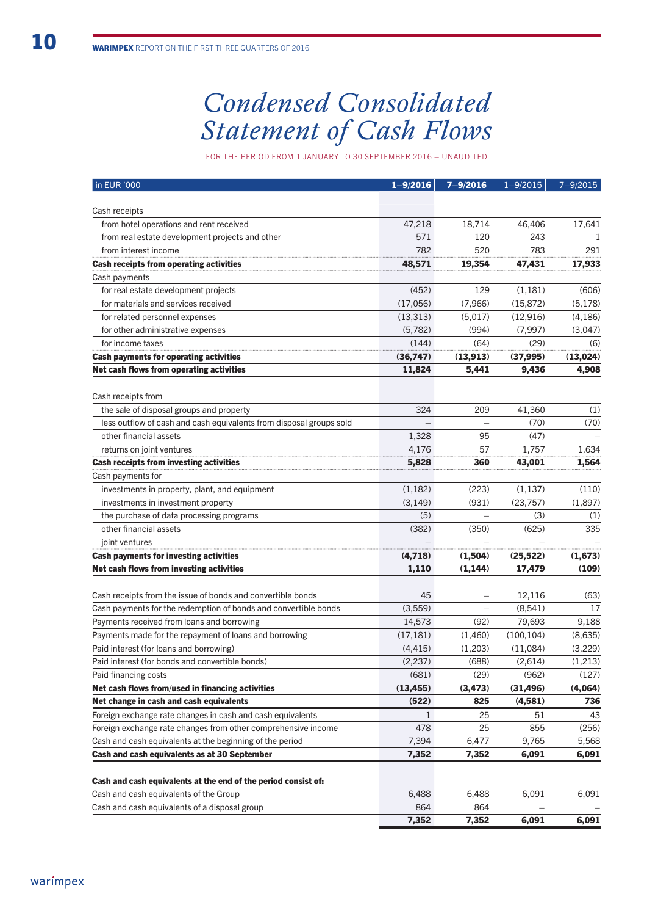# Condensed Consolidated Statement of Cash Flows

FOR THE PERIOD FROM 1 JANUARY TO 30 SEPTEMBER 2016 – UNAUDITED

| in EUR '000 | 1–9/2016 | 7–9/2016 | 1–9/2015 | 7–9/2015 |
|---|---|---|---|---|
| Cash receipts | | | | |
| from hotel operations and rent received | 47,218 | 18,714 | 46,406 | 17,641 |
| from real estate development projects and other | 571 | 120 | 243 | 1 |
| from interest income | 782 | 520 | 783 | 291 |
| **Cash receipts from operating activities** | **48,571** | **19,354** | **47,431** | **17,933** |
| Cash payments | | | | |
| for real estate development projects | (452) | 129 | (1,181) | (606) |
| for materials and services received | (17,056) | (7,966) | (15,872) | (5,178) |
| for related personnel expenses | (13,313) | (5,017) | (12,916) | (4,186) |
| for other administrative expenses | (5,782) | (994) | (7,997) | (3,047) |
| for income taxes | (144) | (64) | (29) | (6) |
| **Cash payments for operating activities** | **(36,747)** | **(13,913)** | **(37,995)** | **(13,024)** |
| **Net cash flows from operating activities** | **11,824** | **5,441** | **9,436** | **4,908** |
| | | | | |
| Cash receipts from | | | | |
| the sale of disposal groups and property | 324 | 209 | 41,360 | (1) |
| less outflow of cash and cash equivalents from disposal groups sold | – | – | (70) | (70) |
| other financial assets | 1,328 | 95 | (47) | – |
| returns on joint ventures | 4,176 | 57 | 1,757 | 1,634 |
| **Cash receipts from investing activities** | **5,828** | **360** | **43,001** | **1,564** |
| Cash payments for | | | | |
| investments in property, plant, and equipment | (1,182) | (223) | (1,137) | (110) |
| investments in investment property | (3,149) | (931) | (23,757) | (1,897) |
| the purchase of data processing programs | (5) | – | (3) | (1) |
| other financial assets | (382) | (350) | (625) | 335 |
| joint ventures | – | – | – | – |
| **Cash payments for investing activities** | **(4,718)** | **(1,504)** | **(25,522)** | **(1,673)** |
| **Net cash flows from investing activities** | **1,110** | **(1,144)** | **17,479** | **(109)** |
| | | | | |
| Cash receipts from the issue of bonds and convertible bonds | 45 | – | 12,116 | (63) |
| Cash payments for the redemption of bonds and convertible bonds | (3,559) | – | (8,541) | 17 |
| Payments received from loans and borrowing | 14,573 | (92) | 79,693 | 9,188 |
| Payments made for the repayment of loans and borrowing | (17,181) | (1,460) | (100,104) | (8,635) |
| Paid interest (for loans and borrowing) | (4,415) | (1,203) | (11,084) | (3,229) |
| Paid interest (for bonds and convertible bonds) | (2,237) | (688) | (2,614) | (1,213) |
| Paid financing costs | (681) | (29) | (962) | (127) |
| **Net cash flows from/used in financing activities** | **(13,455)** | **(3,473)** | **(31,496)** | **(4,064)** |
| **Net change in cash and cash equivalents** | **(522)** | **825** | **(4,581)** | **736** |
| Foreign exchange rate changes in cash and cash equivalents | 1 | 25 | 51 | 43 |
| Foreign exchange rate changes from other comprehensive income | 478 | 25 | 855 | (256) |
| Cash and cash equivalents at the beginning of the period | 7,394 | 6,477 | 9,765 | 5,568 |
| **Cash and cash equivalents as at 30 September** | **7,352** | **7,352** | **6,091** | **6,091** |
| | | | | |
| **Cash and cash equivalents at the end of the period consist of:** | | | | |
| Cash and cash equivalents of the Group | 6,488 | 6,488 | 6,091 | 6,091 |
| Cash and cash equivalents of a disposal group | 864 | 864 | – | – |
| | **7,352** | **7,352** | **6,091** | **6,091** |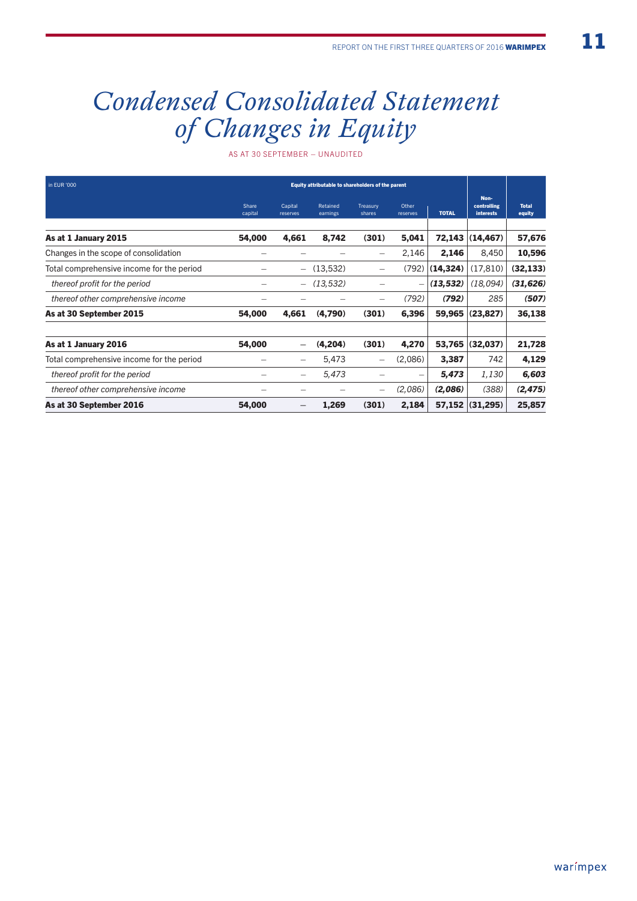# Condensed Consolidated Statement of Changes in Equity

AS AT 30 SEPTEMBER – UNAUDITED

| in EUR '000 | Equity attributable to shareholders of the parent | | | | | | | |
|---|---|---|---|---|---|---|---|---|
| | Share capital | Capital reserves | Retained earnings | Treasury shares | Other reserves | TOTAL | Non-controlling interests | Total equity |
| **As at 1 January 2015** | **54,000** | **4,661** | **8,742** | **(301)** | **5,041** | **72,143** | **(14,467)** | **57,676** |
| Changes in the scope of consolidation | – | – | – | – | 2,146 | **2,146** | 8,450 | **10,596** |
| Total comprehensive income for the period | – | – | (13,532) | – | (792) | **(14,324)** | (17,810) | **(32,133)** |
| *thereof profit for the period* | – | – | *(13,532)* | – | – | ***(13,532)*** | *(18,094)* | ***(31,626)*** |
| *thereof other comprehensive income* | – | – | – | – | *(792)* | ***(792)*** | *285* | ***(507)*** |
| **As at 30 September 2015** | **54,000** | **4,661** | **(4,790)** | **(301)** | **6,396** | **59,965** | **(23,827)** | **36,138** |
| | | | | | | | | |
| **As at 1 January 2016** | **54,000** | – | **(4,204)** | **(301)** | **4,270** | **53,765** | **(32,037)** | **21,728** |
| Total comprehensive income for the period | – | – | 5,473 | – | (2,086) | **3,387** | 742 | **4,129** |
| *thereof profit for the period* | – | – | *5,473* | – | – | ***5,473*** | *1,130* | ***6,603*** |
| *thereof other comprehensive income* | – | – | – | – | *(2,086)* | ***(2,086)*** | *(388)* | ***(2,475)*** |
| **As at 30 September 2016** | **54,000** | – | **1,269** | **(301)** | **2,184** | **57,152** | **(31,295)** | **25,857** |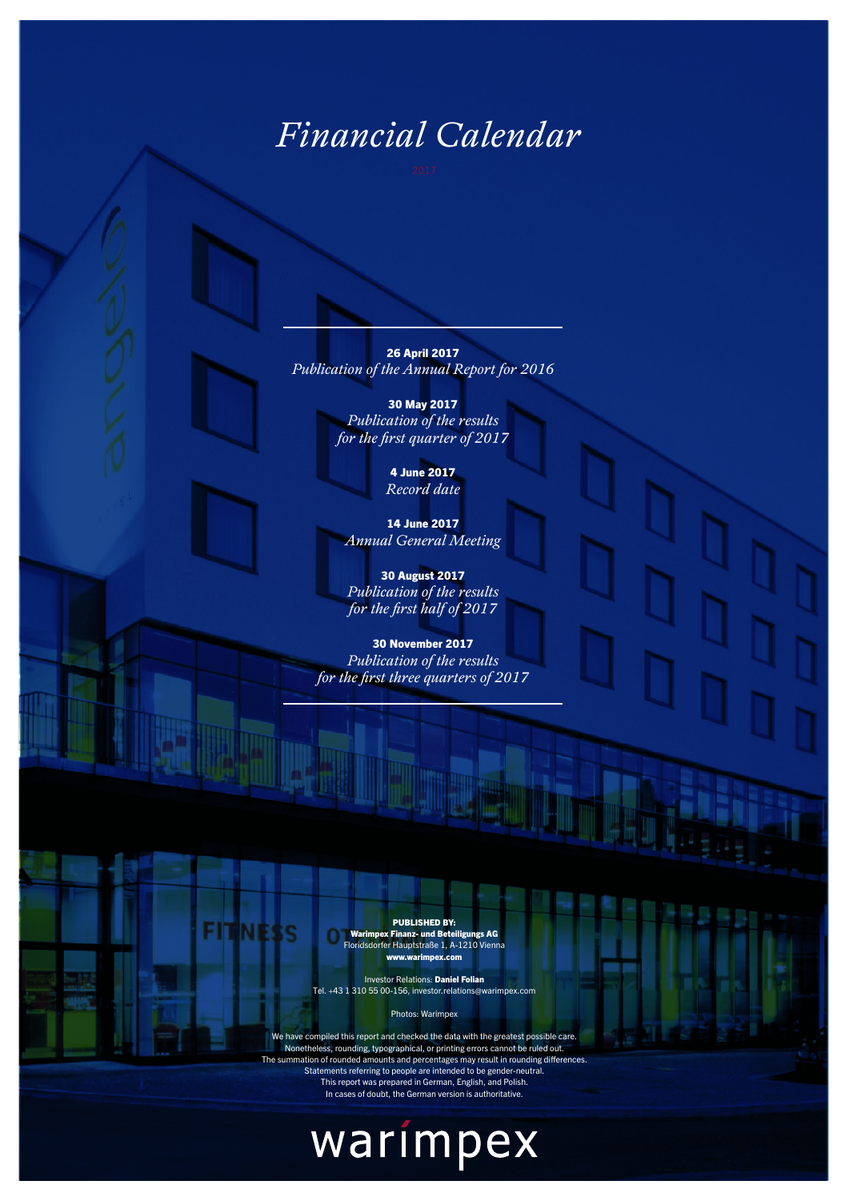# *Financial Calendar*

2017

**26 April 2017**
*Publication of the Annual Report for 2016*

**30 May 2017**
*Publication of the results for the first quarter of 2017*

**4 June 2017**
*Record date*

**14 June 2017**
*Annual General Meeting*

**30 August 2017**
*Publication of the results for the first half of 2017*

**30 November 2017**
*Publication of the results for the first three quarters of 2017*

**PUBLISHED BY:**
**Warimpex Finanz- und Beteiligungs AG**
Floridsdorfer Hauptstraße 1, A-1210 Vienna
**www.warimpex.com**

Investor Relations: **Daniel Folian**
Tel. +43 1 310 55 00-156, investor.relations@warimpex.com

Photos: Warimpex

We have compiled this report and checked the data with the greatest possible care.
Nonetheless, rounding, typographical, or printing errors cannot be ruled out.
The summation of rounded amounts and percentages may result in rounding differences.
Statements referring to people are intended to be gender-neutral.
This report was prepared in German, English, and Polish.
In cases of doubt, the German version is authoritative.

warimpex